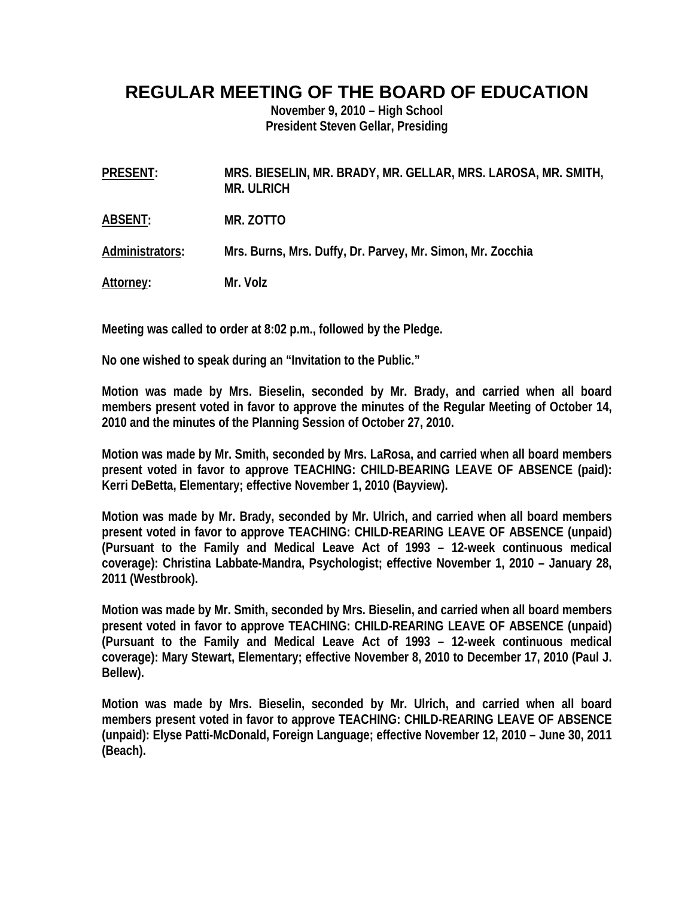# REGULAR MEETING OF THE BOARD OF EDUCATION

**November 9, 2010 – High School**
**President Steven Gellar, Presiding**

**PRESENT:** MRS. BIESELIN, MR. BRADY, MR. GELLAR, MRS. LAROSA, MR. SMITH, MR. ULRICH

**ABSENT:** MR. ZOTTO

**Administrators:** Mrs. Burns, Mrs. Duffy, Dr. Parvey, Mr. Simon, Mr. Zocchia

**Attorney:** Mr. Volz

Meeting was called to order at 8:02 p.m., followed by the Pledge.

No one wished to speak during an "Invitation to the Public."

Motion was made by Mrs. Bieselin, seconded by Mr. Brady, and carried when all board members present voted in favor to approve the minutes of the Regular Meeting of October 14, 2010 and the minutes of the Planning Session of October 27, 2010.

Motion was made by Mr. Smith, seconded by Mrs. LaRosa, and carried when all board members present voted in favor to approve TEACHING: CHILD-BEARING LEAVE OF ABSENCE (paid): Kerri DeBetta, Elementary; effective November 1, 2010 (Bayview).

Motion was made by Mr. Brady, seconded by Mr. Ulrich, and carried when all board members present voted in favor to approve TEACHING: CHILD-REARING LEAVE OF ABSENCE (unpaid) (Pursuant to the Family and Medical Leave Act of 1993 – 12-week continuous medical coverage): Christina Labbate-Mandra, Psychologist; effective November 1, 2010 – January 28, 2011 (Westbrook).

Motion was made by Mr. Smith, seconded by Mrs. Bieselin, and carried when all board members present voted in favor to approve TEACHING: CHILD-REARING LEAVE OF ABSENCE (unpaid) (Pursuant to the Family and Medical Leave Act of 1993 – 12-week continuous medical coverage): Mary Stewart, Elementary; effective November 8, 2010 to December 17, 2010 (Paul J. Bellew).

Motion was made by Mrs. Bieselin, seconded by Mr. Ulrich, and carried when all board members present voted in favor to approve TEACHING: CHILD-REARING LEAVE OF ABSENCE (unpaid): Elyse Patti-McDonald, Foreign Language; effective November 12, 2010 – June 30, 2011 (Beach).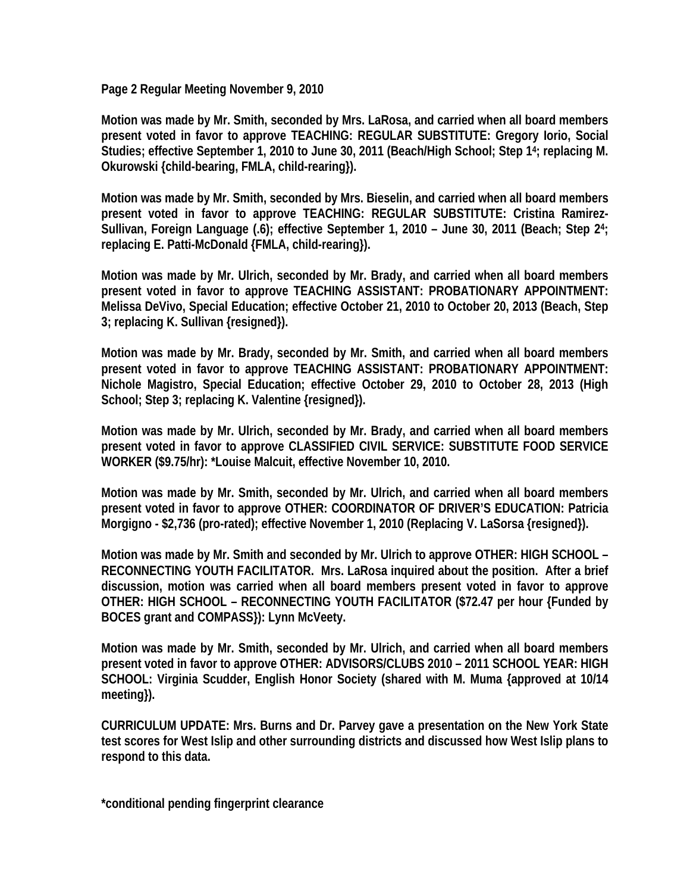**Page 2 Regular Meeting November 9, 2010**

**Motion was made by Mr. Smith, seconded by Mrs. LaRosa, and carried when all board members present voted in favor to approve TEACHING: REGULAR SUBSTITUTE: Gregory Iorio, Social Studies; effective September 1, 2010 to June 30, 2011 (Beach/High School; Step 1[4]; replacing M. Okurowski {child-bearing, FMLA, child-rearing}).**

**Motion was made by Mr. Smith, seconded by Mrs. Bieselin, and carried when all board members present voted in favor to approve TEACHING: REGULAR SUBSTITUTE: Cristina Ramirez-Sullivan, Foreign Language (.6); effective September 1, 2010 – June 30, 2011 (Beach; Step 2[4]; replacing E. Patti-McDonald {FMLA, child-rearing}).**

**Motion was made by Mr. Ulrich, seconded by Mr. Brady, and carried when all board members present voted in favor to approve TEACHING ASSISTANT: PROBATIONARY APPOINTMENT: Melissa DeVivo, Special Education; effective October 21, 2010 to October 20, 2013 (Beach, Step 3; replacing K. Sullivan {resigned}).**

**Motion was made by Mr. Brady, seconded by Mr. Smith, and carried when all board members present voted in favor to approve TEACHING ASSISTANT: PROBATIONARY APPOINTMENT: Nichole Magistro, Special Education; effective October 29, 2010 to October 28, 2013 (High School; Step 3; replacing K. Valentine {resigned}).**

**Motion was made by Mr. Ulrich, seconded by Mr. Brady, and carried when all board members present voted in favor to approve CLASSIFIED CIVIL SERVICE: SUBSTITUTE FOOD SERVICE WORKER ($9.75/hr): *Louise Malcuit, effective November 10, 2010.**

**Motion was made by Mr. Smith, seconded by Mr. Ulrich, and carried when all board members present voted in favor to approve OTHER: COORDINATOR OF DRIVER'S EDUCATION: Patricia Morgigno - $2,736 (pro-rated); effective November 1, 2010 (Replacing V. LaSorsa {resigned}).**

**Motion was made by Mr. Smith and seconded by Mr. Ulrich to approve OTHER: HIGH SCHOOL – RECONNECTING YOUTH FACILITATOR. Mrs. LaRosa inquired about the position. After a brief discussion, motion was carried when all board members present voted in favor to approve OTHER: HIGH SCHOOL – RECONNECTING YOUTH FACILITATOR ($72.47 per hour {Funded by BOCES grant and COMPASS}): Lynn McVeety.**

**Motion was made by Mr. Smith, seconded by Mr. Ulrich, and carried when all board members present voted in favor to approve OTHER: ADVISORS/CLUBS 2010 – 2011 SCHOOL YEAR: HIGH SCHOOL: Virginia Scudder, English Honor Society (shared with M. Muma {approved at 10/14 meeting}).**

**CURRICULUM UPDATE: Mrs. Burns and Dr. Parvey gave a presentation on the New York State test scores for West Islip and other surrounding districts and discussed how West Islip plans to respond to this data.**

**\*conditional pending fingerprint clearance**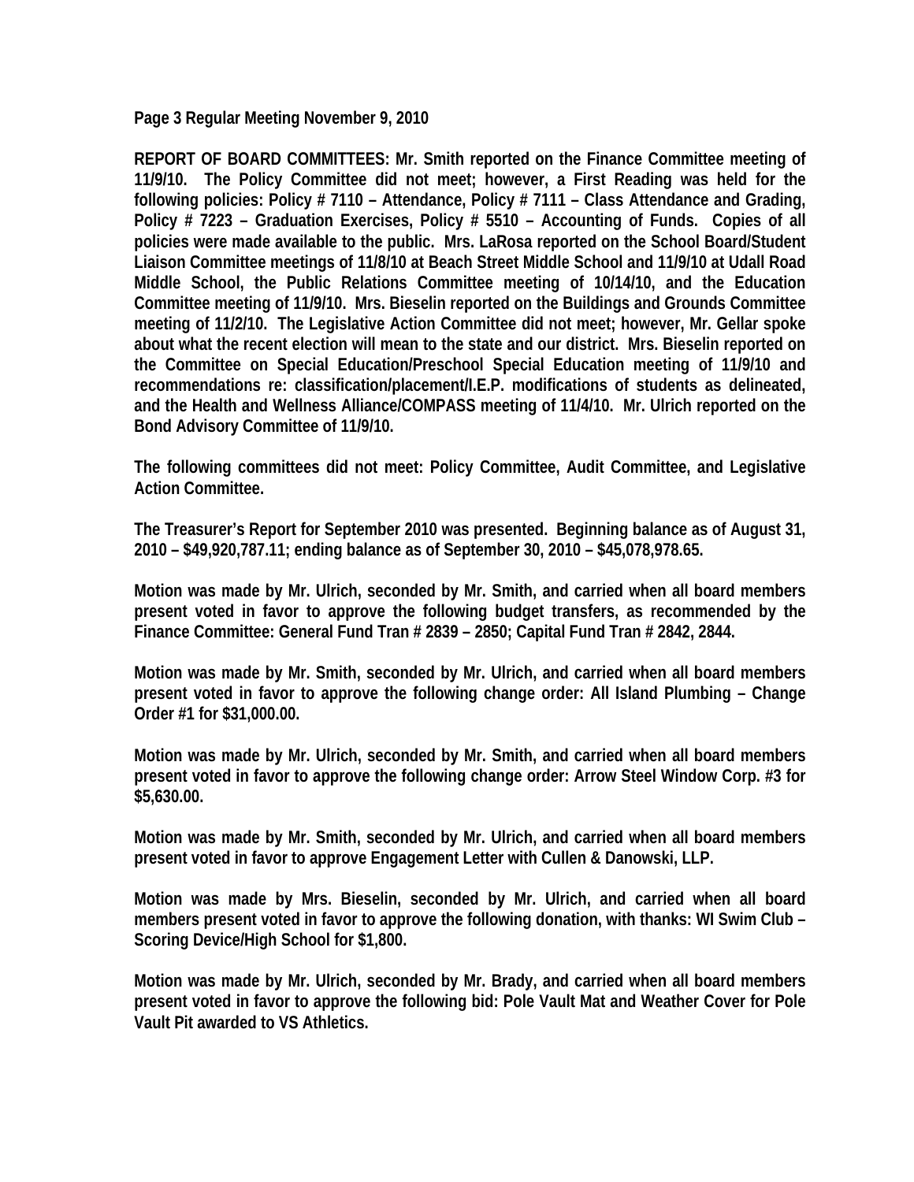**Page 3 Regular Meeting November 9, 2010**

**REPORT OF BOARD COMMITTEES: Mr. Smith reported on the Finance Committee meeting of 11/9/10. The Policy Committee did not meet; however, a First Reading was held for the following policies: Policy # 7110 – Attendance, Policy # 7111 – Class Attendance and Grading, Policy # 7223 – Graduation Exercises, Policy # 5510 – Accounting of Funds. Copies of all policies were made available to the public. Mrs. LaRosa reported on the School Board/Student Liaison Committee meetings of 11/8/10 at Beach Street Middle School and 11/9/10 at Udall Road Middle School, the Public Relations Committee meeting of 10/14/10, and the Education Committee meeting of 11/9/10. Mrs. Bieselin reported on the Buildings and Grounds Committee meeting of 11/2/10. The Legislative Action Committee did not meet; however, Mr. Gellar spoke about what the recent election will mean to the state and our district. Mrs. Bieselin reported on the Committee on Special Education/Preschool Special Education meeting of 11/9/10 and recommendations re: classification/placement/I.E.P. modifications of students as delineated, and the Health and Wellness Alliance/COMPASS meeting of 11/4/10. Mr. Ulrich reported on the Bond Advisory Committee of 11/9/10.**

**The following committees did not meet: Policy Committee, Audit Committee, and Legislative Action Committee.**

**The Treasurer's Report for September 2010 was presented. Beginning balance as of August 31, 2010 – $49,920,787.11; ending balance as of September 30, 2010 – $45,078,978.65.**

**Motion was made by Mr. Ulrich, seconded by Mr. Smith, and carried when all board members present voted in favor to approve the following budget transfers, as recommended by the Finance Committee: General Fund Tran # 2839 – 2850; Capital Fund Tran # 2842, 2844.**

**Motion was made by Mr. Smith, seconded by Mr. Ulrich, and carried when all board members present voted in favor to approve the following change order: All Island Plumbing – Change Order #1 for $31,000.00.**

**Motion was made by Mr. Ulrich, seconded by Mr. Smith, and carried when all board members present voted in favor to approve the following change order: Arrow Steel Window Corp. #3 for $5,630.00.**

**Motion was made by Mr. Smith, seconded by Mr. Ulrich, and carried when all board members present voted in favor to approve Engagement Letter with Cullen & Danowski, LLP.**

**Motion was made by Mrs. Bieselin, seconded by Mr. Ulrich, and carried when all board members present voted in favor to approve the following donation, with thanks: WI Swim Club – Scoring Device/High School for $1,800.**

**Motion was made by Mr. Ulrich, seconded by Mr. Brady, and carried when all board members present voted in favor to approve the following bid: Pole Vault Mat and Weather Cover for Pole Vault Pit awarded to VS Athletics.**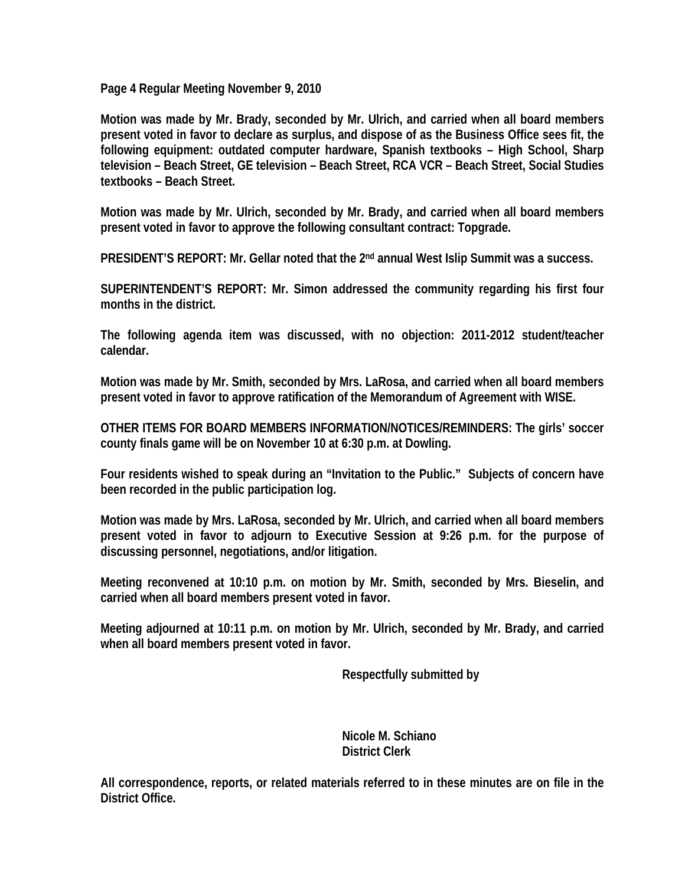**Page 4 Regular Meeting November 9, 2010**

**Motion was made by Mr. Brady, seconded by Mr. Ulrich, and carried when all board members present voted in favor to declare as surplus, and dispose of as the Business Office sees fit, the following equipment: outdated computer hardware, Spanish textbooks – High School, Sharp television – Beach Street, GE television – Beach Street, RCA VCR – Beach Street, Social Studies textbooks – Beach Street.**

**Motion was made by Mr. Ulrich, seconded by Mr. Brady, and carried when all board members present voted in favor to approve the following consultant contract: Topgrade.**

**PRESIDENT'S REPORT: Mr. Gellar noted that the 2nd annual West Islip Summit was a success.**

**SUPERINTENDENT'S REPORT: Mr. Simon addressed the community regarding his first four months in the district.**

**The following agenda item was discussed, with no objection: 2011-2012 student/teacher calendar.**

**Motion was made by Mr. Smith, seconded by Mrs. LaRosa, and carried when all board members present voted in favor to approve ratification of the Memorandum of Agreement with WISE.**

**OTHER ITEMS FOR BOARD MEMBERS INFORMATION/NOTICES/REMINDERS: The girls' soccer county finals game will be on November 10 at 6:30 p.m. at Dowling.**

**Four residents wished to speak during an "Invitation to the Public." Subjects of concern have been recorded in the public participation log.**

**Motion was made by Mrs. LaRosa, seconded by Mr. Ulrich, and carried when all board members present voted in favor to adjourn to Executive Session at 9:26 p.m. for the purpose of discussing personnel, negotiations, and/or litigation.**

**Meeting reconvened at 10:10 p.m. on motion by Mr. Smith, seconded by Mrs. Bieselin, and carried when all board members present voted in favor.**

**Meeting adjourned at 10:11 p.m. on motion by Mr. Ulrich, seconded by Mr. Brady, and carried when all board members present voted in favor.**

**Respectfully submitted by**

**Nicole M. Schiano**
**District Clerk**

**All correspondence, reports, or related materials referred to in these minutes are on file in the District Office.**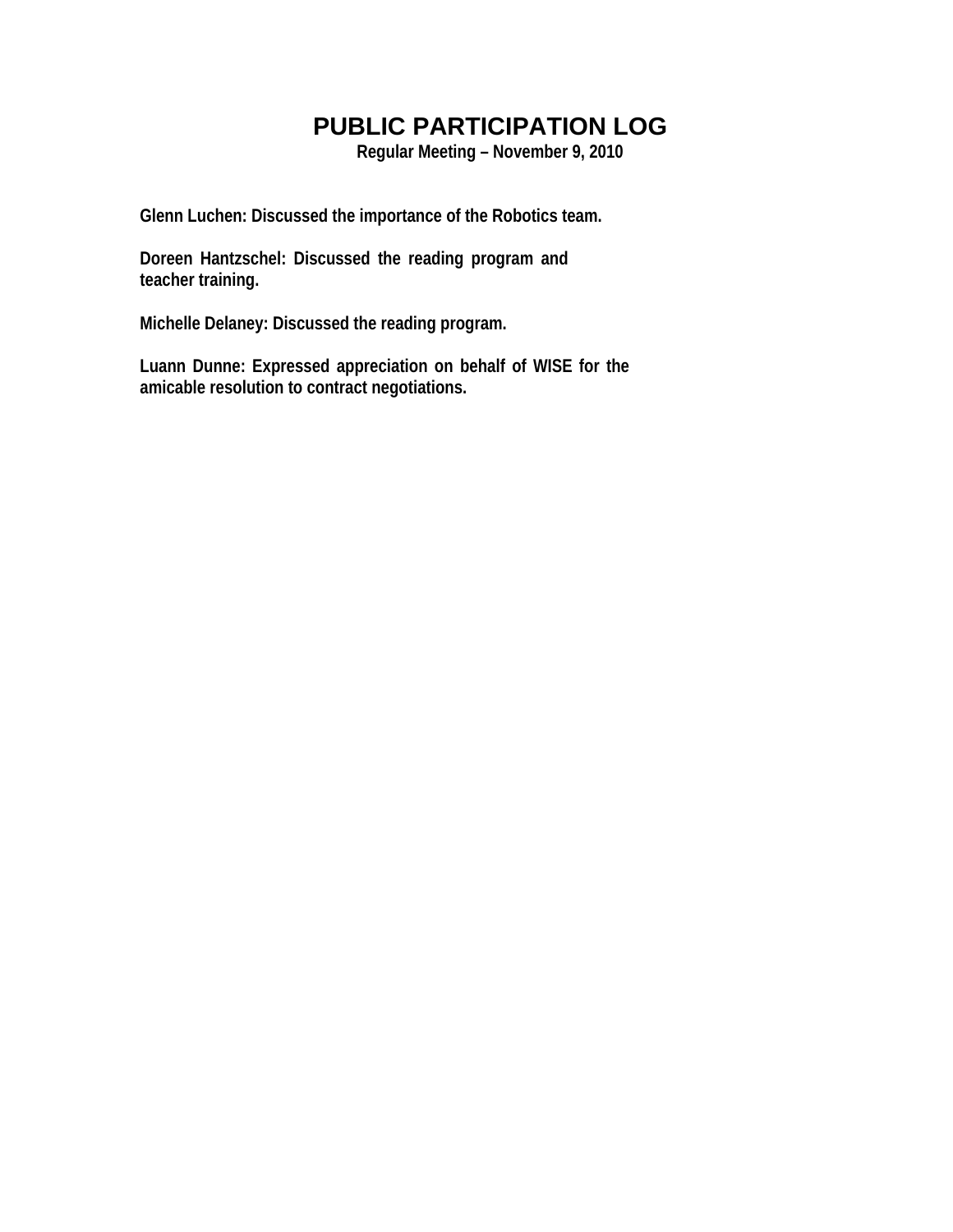# PUBLIC PARTICIPATION LOG

**Regular Meeting – November 9, 2010**

**Glenn Luchen: Discussed the importance of the Robotics team.**

**Doreen Hantzschel: Discussed the reading program and teacher training.**

**Michelle Delaney: Discussed the reading program.**

**Luann Dunne: Expressed appreciation on behalf of WISE for the amicable resolution to contract negotiations.**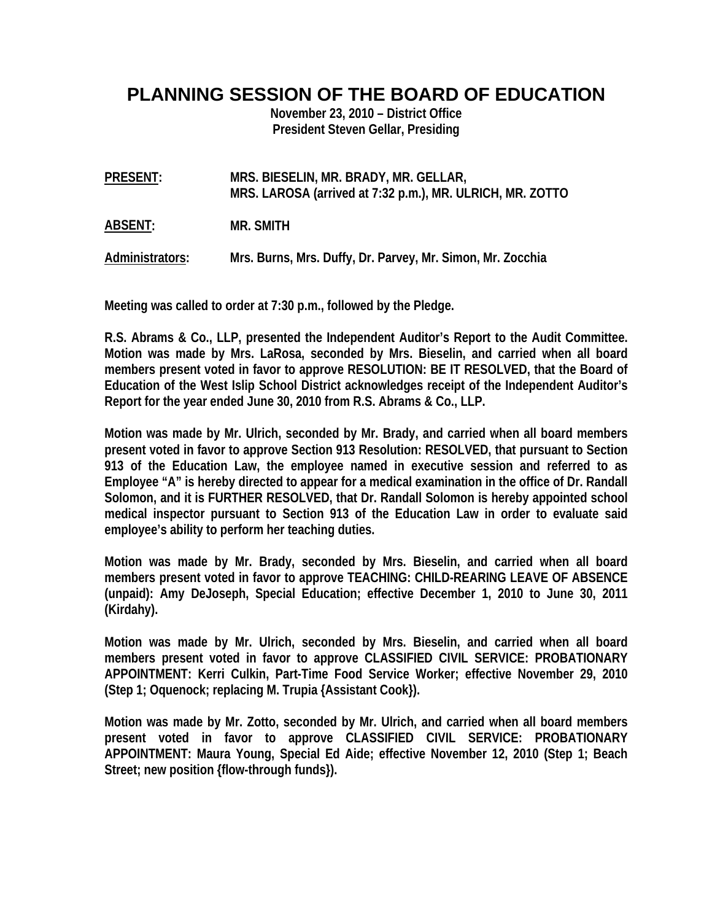# PLANNING SESSION OF THE BOARD OF EDUCATION

**November 23, 2010 – District Office**
**President Steven Gellar, Presiding**

**PRESENT:** MRS. BIESELIN, MR. BRADY, MR. GELLAR, MRS. LAROSA (arrived at 7:32 p.m.), MR. ULRICH, MR. ZOTTO

**ABSENT:** MR. SMITH

**Administrators:** Mrs. Burns, Mrs. Duffy, Dr. Parvey, Mr. Simon, Mr. Zocchia

Meeting was called to order at 7:30 p.m., followed by the Pledge.

R.S. Abrams & Co., LLP, presented the Independent Auditor's Report to the Audit Committee. Motion was made by Mrs. LaRosa, seconded by Mrs. Bieselin, and carried when all board members present voted in favor to approve RESOLUTION: BE IT RESOLVED, that the Board of Education of the West Islip School District acknowledges receipt of the Independent Auditor's Report for the year ended June 30, 2010 from R.S. Abrams & Co., LLP.

Motion was made by Mr. Ulrich, seconded by Mr. Brady, and carried when all board members present voted in favor to approve Section 913 Resolution: RESOLVED, that pursuant to Section 913 of the Education Law, the employee named in executive session and referred to as Employee "A" is hereby directed to appear for a medical examination in the office of Dr. Randall Solomon, and it is FURTHER RESOLVED, that Dr. Randall Solomon is hereby appointed school medical inspector pursuant to Section 913 of the Education Law in order to evaluate said employee's ability to perform her teaching duties.

Motion was made by Mr. Brady, seconded by Mrs. Bieselin, and carried when all board members present voted in favor to approve TEACHING: CHILD-REARING LEAVE OF ABSENCE (unpaid): Amy DeJoseph, Special Education; effective December 1, 2010 to June 30, 2011 (Kirdahy).

Motion was made by Mr. Ulrich, seconded by Mrs. Bieselin, and carried when all board members present voted in favor to approve CLASSIFIED CIVIL SERVICE: PROBATIONARY APPOINTMENT: Kerri Culkin, Part-Time Food Service Worker; effective November 29, 2010 (Step 1; Oquenock; replacing M. Trupia {Assistant Cook}).

Motion was made by Mr. Zotto, seconded by Mr. Ulrich, and carried when all board members present voted in favor to approve CLASSIFIED CIVIL SERVICE: PROBATIONARY APPOINTMENT: Maura Young, Special Ed Aide; effective November 12, 2010 (Step 1; Beach Street; new position {flow-through funds}).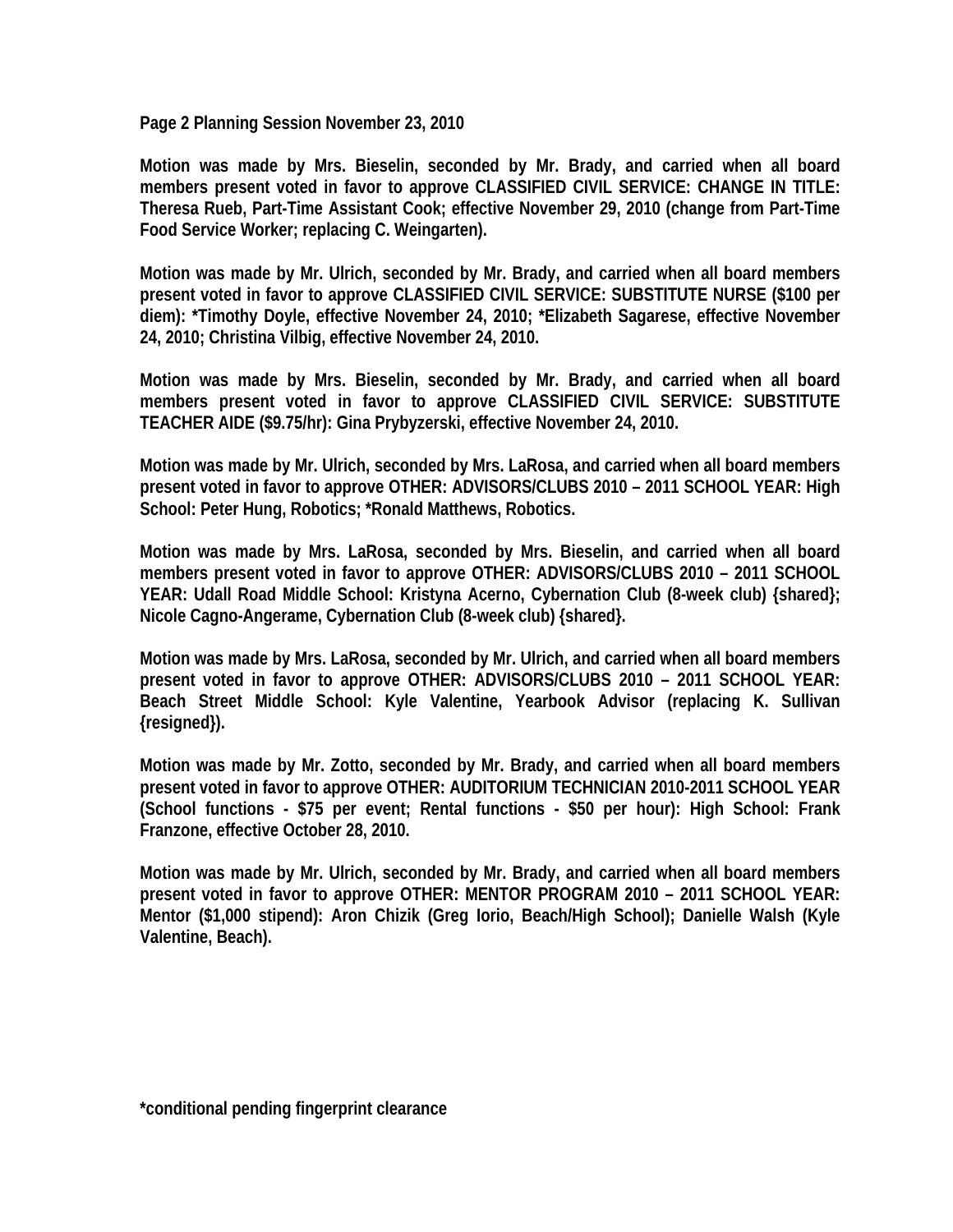**Page 2 Planning Session November 23, 2010**

**Motion was made by Mrs. Bieselin, seconded by Mr. Brady, and carried when all board members present voted in favor to approve CLASSIFIED CIVIL SERVICE: CHANGE IN TITLE: Theresa Rueb, Part-Time Assistant Cook; effective November 29, 2010 (change from Part-Time Food Service Worker; replacing C. Weingarten).**

**Motion was made by Mr. Ulrich, seconded by Mr. Brady, and carried when all board members present voted in favor to approve CLASSIFIED CIVIL SERVICE: SUBSTITUTE NURSE ($100 per diem): *Timothy Doyle, effective November 24, 2010; *Elizabeth Sagarese, effective November 24, 2010; Christina Vilbig, effective November 24, 2010.**

**Motion was made by Mrs. Bieselin, seconded by Mr. Brady, and carried when all board members present voted in favor to approve CLASSIFIED CIVIL SERVICE: SUBSTITUTE TEACHER AIDE ($9.75/hr): Gina Prybyzerski, effective November 24, 2010.**

**Motion was made by Mr. Ulrich, seconded by Mrs. LaRosa, and carried when all board members present voted in favor to approve OTHER: ADVISORS/CLUBS 2010 – 2011 SCHOOL YEAR: High School: Peter Hung, Robotics; *Ronald Matthews, Robotics.**

**Motion was made by Mrs. LaRosa, seconded by Mrs. Bieselin, and carried when all board members present voted in favor to approve OTHER: ADVISORS/CLUBS 2010 – 2011 SCHOOL YEAR: Udall Road Middle School: Kristyna Acerno, Cybernation Club (8-week club) {shared}; Nicole Cagno-Angerame, Cybernation Club (8-week club) {shared}.**

**Motion was made by Mrs. LaRosa, seconded by Mr. Ulrich, and carried when all board members present voted in favor to approve OTHER: ADVISORS/CLUBS 2010 – 2011 SCHOOL YEAR: Beach Street Middle School: Kyle Valentine, Yearbook Advisor (replacing K. Sullivan {resigned}).**

**Motion was made by Mr. Zotto, seconded by Mr. Brady, and carried when all board members present voted in favor to approve OTHER: AUDITORIUM TECHNICIAN 2010-2011 SCHOOL YEAR (School functions - $75 per event; Rental functions - $50 per hour): High School: Frank Franzone, effective October 28, 2010.**

**Motion was made by Mr. Ulrich, seconded by Mr. Brady, and carried when all board members present voted in favor to approve OTHER: MENTOR PROGRAM 2010 – 2011 SCHOOL YEAR: Mentor ($1,000 stipend): Aron Chizik (Greg Iorio, Beach/High School); Danielle Walsh (Kyle Valentine, Beach).**

**\*conditional pending fingerprint clearance**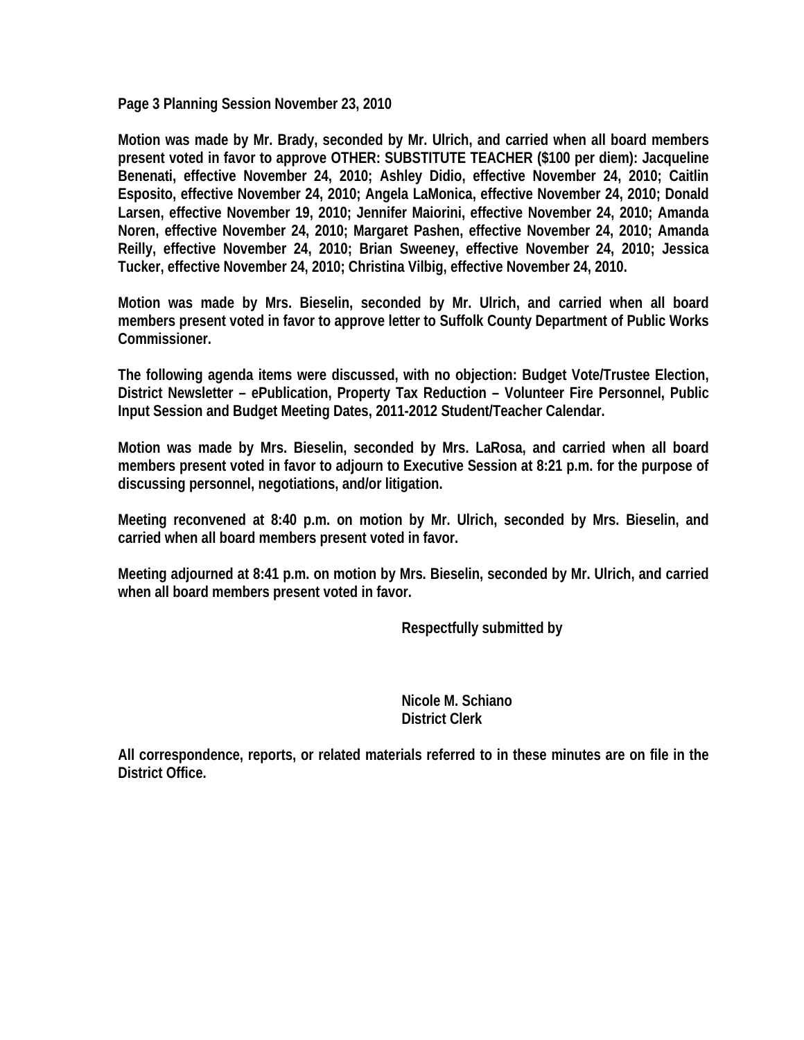**Page 3 Planning Session November 23, 2010**

**Motion was made by Mr. Brady, seconded by Mr. Ulrich, and carried when all board members present voted in favor to approve OTHER: SUBSTITUTE TEACHER ($100 per diem): Jacqueline Benenati, effective November 24, 2010; Ashley Didio, effective November 24, 2010; Caitlin Esposito, effective November 24, 2010; Angela LaMonica, effective November 24, 2010; Donald Larsen, effective November 19, 2010; Jennifer Maiorini, effective November 24, 2010; Amanda Noren, effective November 24, 2010; Margaret Pashen, effective November 24, 2010; Amanda Reilly, effective November 24, 2010; Brian Sweeney, effective November 24, 2010; Jessica Tucker, effective November 24, 2010; Christina Vilbig, effective November 24, 2010.**

**Motion was made by Mrs. Bieselin, seconded by Mr. Ulrich, and carried when all board members present voted in favor to approve letter to Suffolk County Department of Public Works Commissioner.**

**The following agenda items were discussed, with no objection: Budget Vote/Trustee Election, District Newsletter – ePublication, Property Tax Reduction – Volunteer Fire Personnel, Public Input Session and Budget Meeting Dates, 2011-2012 Student/Teacher Calendar.**

**Motion was made by Mrs. Bieselin, seconded by Mrs. LaRosa, and carried when all board members present voted in favor to adjourn to Executive Session at 8:21 p.m. for the purpose of discussing personnel, negotiations, and/or litigation.**

**Meeting reconvened at 8:40 p.m. on motion by Mr. Ulrich, seconded by Mrs. Bieselin, and carried when all board members present voted in favor.**

**Meeting adjourned at 8:41 p.m. on motion by Mrs. Bieselin, seconded by Mr. Ulrich, and carried when all board members present voted in favor.**

**Respectfully submitted by**

**Nicole M. Schiano**
**District Clerk**

**All correspondence, reports, or related materials referred to in these minutes are on file in the District Office.**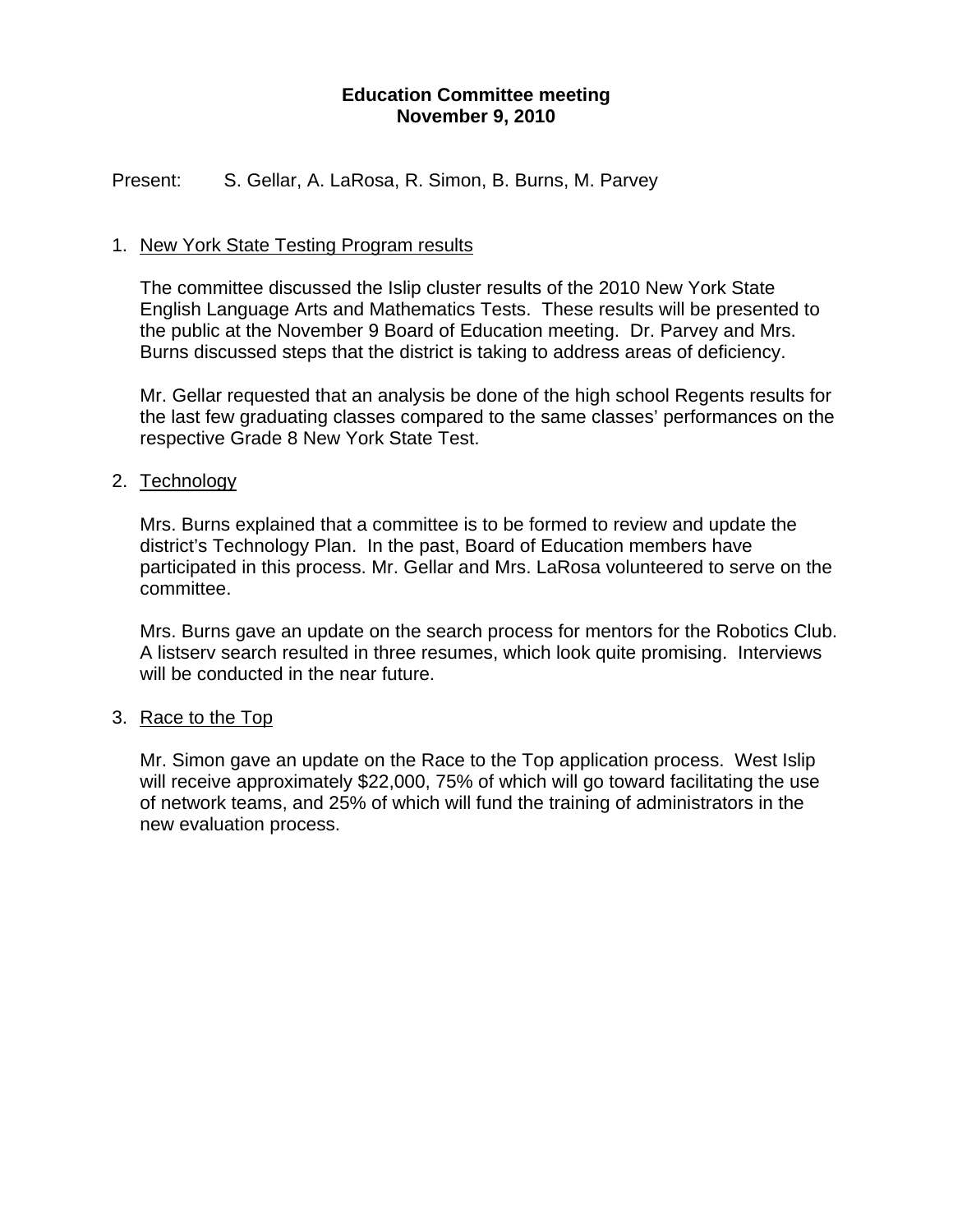**Education Committee meeting**
**November 9, 2010**

Present: S. Gellar, A. LaRosa, R. Simon, B. Burns, M. Parvey

1. New York State Testing Program results

   The committee discussed the Islip cluster results of the 2010 New York State English Language Arts and Mathematics Tests. These results will be presented to the public at the November 9 Board of Education meeting. Dr. Parvey and Mrs. Burns discussed steps that the district is taking to address areas of deficiency.

   Mr. Gellar requested that an analysis be done of the high school Regents results for the last few graduating classes compared to the same classes' performances on the respective Grade 8 New York State Test.

2. Technology

   Mrs. Burns explained that a committee is to be formed to review and update the district's Technology Plan. In the past, Board of Education members have participated in this process. Mr. Gellar and Mrs. LaRosa volunteered to serve on the committee.

   Mrs. Burns gave an update on the search process for mentors for the Robotics Club. A listserv search resulted in three resumes, which look quite promising. Interviews will be conducted in the near future.

3. Race to the Top

   Mr. Simon gave an update on the Race to the Top application process. West Islip will receive approximately $22,000, 75% of which will go toward facilitating the use of network teams, and 25% of which will fund the training of administrators in the new evaluation process.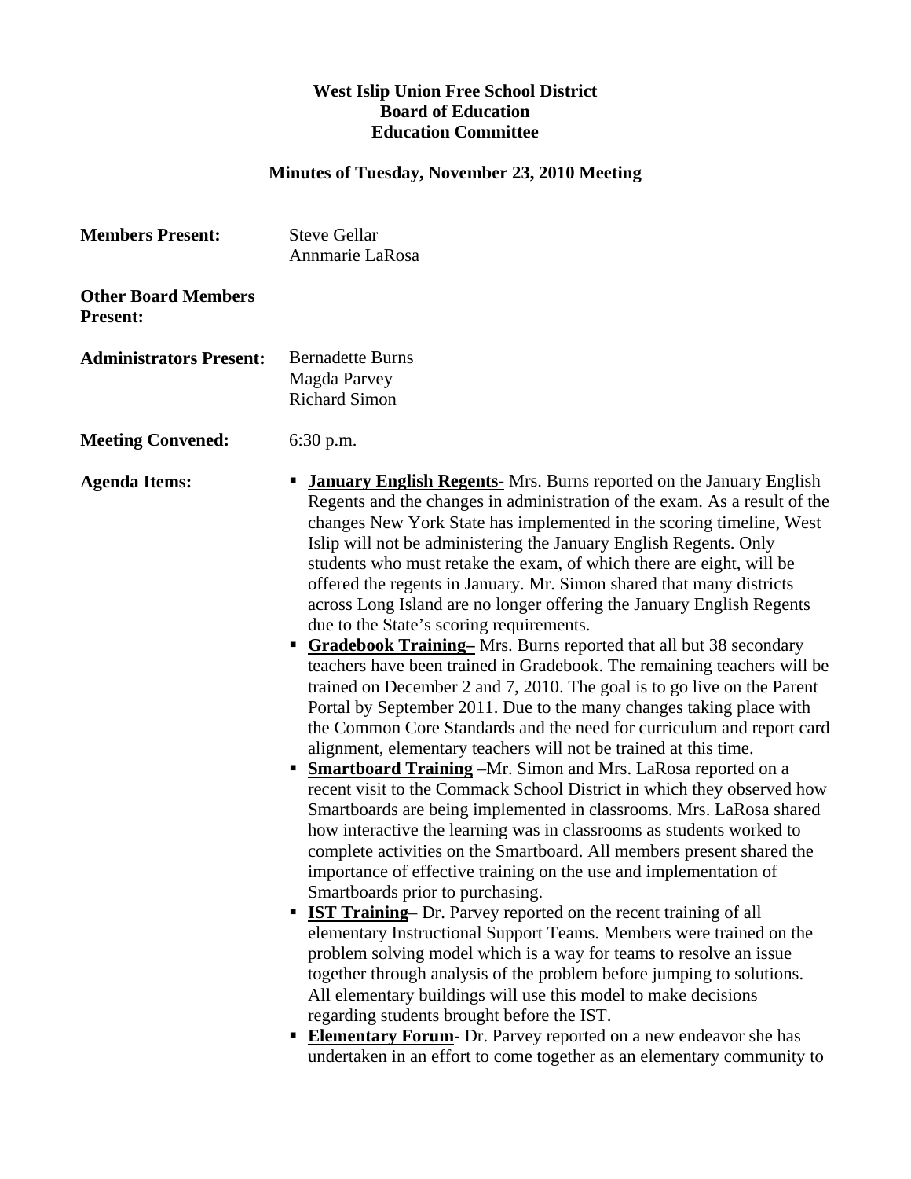**West Islip Union Free School District**
**Board of Education**
**Education Committee**

**Minutes of Tuesday, November 23, 2010 Meeting**

**Members Present:** Steve Gellar
Annmarie LaRosa

**Other Board Members Present:**

**Administrators Present:** Bernadette Burns
Magda Parvey
Richard Simon

**Meeting Convened:** 6:30 p.m.

**Agenda Items:**

- **January English Regents**- Mrs. Burns reported on the January English Regents and the changes in administration of the exam. As a result of the changes New York State has implemented in the scoring timeline, West Islip will not be administering the January English Regents. Only students who must retake the exam, of which there are eight, will be offered the regents in January. Mr. Simon shared that many districts across Long Island are no longer offering the January English Regents due to the State's scoring requirements.
- **Gradebook Training–** Mrs. Burns reported that all but 38 secondary teachers have been trained in Gradebook. The remaining teachers will be trained on December 2 and 7, 2010. The goal is to go live on the Parent Portal by September 2011. Due to the many changes taking place with the Common Core Standards and the need for curriculum and report card alignment, elementary teachers will not be trained at this time.
- **Smartboard Training** –Mr. Simon and Mrs. LaRosa reported on a recent visit to the Commack School District in which they observed how Smartboards are being implemented in classrooms. Mrs. LaRosa shared how interactive the learning was in classrooms as students worked to complete activities on the Smartboard. All members present shared the importance of effective training on the use and implementation of Smartboards prior to purchasing.
- **IST Training**– Dr. Parvey reported on the recent training of all elementary Instructional Support Teams. Members were trained on the problem solving model which is a way for teams to resolve an issue together through analysis of the problem before jumping to solutions. All elementary buildings will use this model to make decisions regarding students brought before the IST.
- **Elementary Forum**- Dr. Parvey reported on a new endeavor she has undertaken in an effort to come together as an elementary community to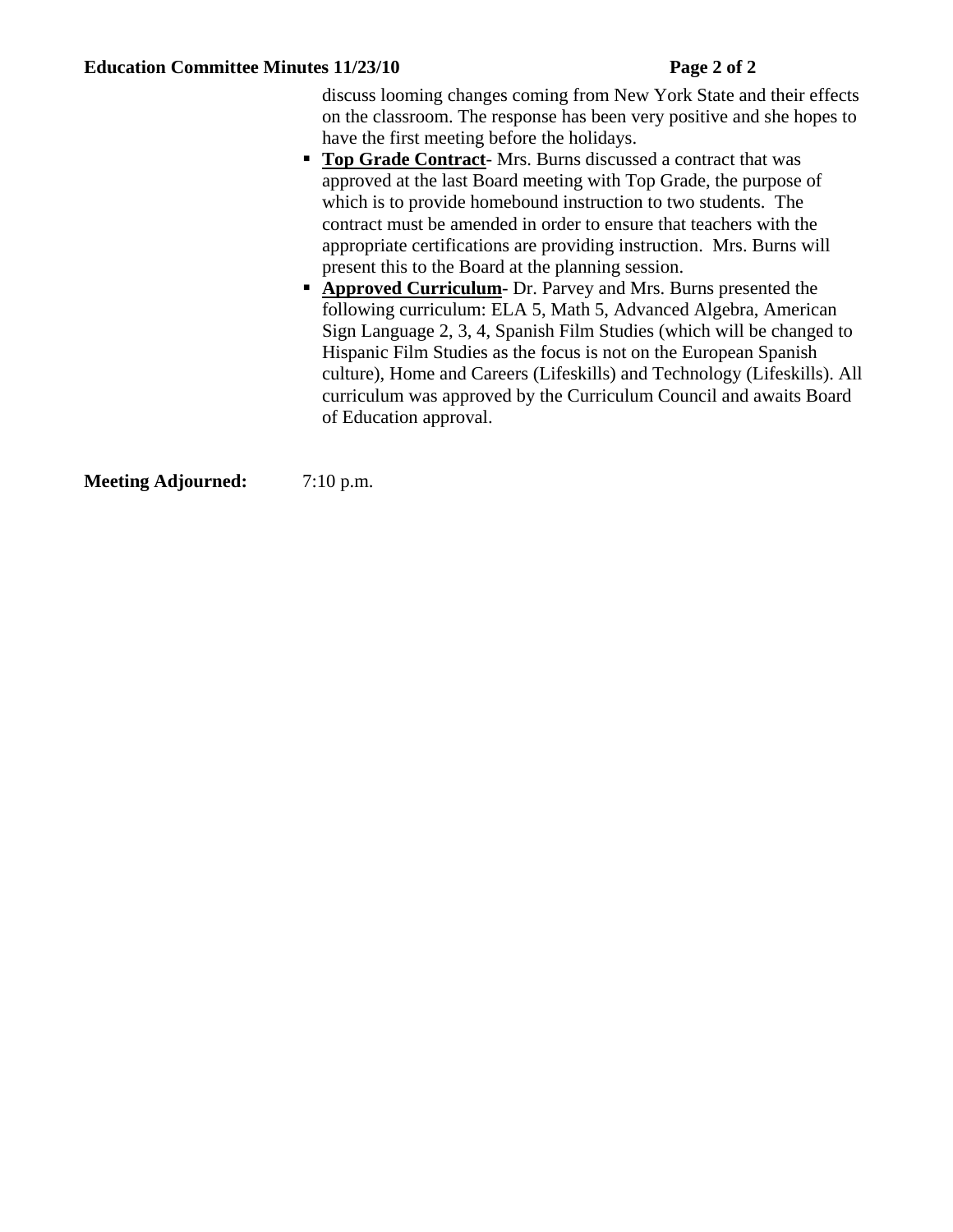discuss looming changes coming from New York State and their effects on the classroom. The response has been very positive and she hopes to have the first meeting before the holidays.

- **Top Grade Contract**- Mrs. Burns discussed a contract that was approved at the last Board meeting with Top Grade, the purpose of which is to provide homebound instruction to two students. The contract must be amended in order to ensure that teachers with the appropriate certifications are providing instruction. Mrs. Burns will present this to the Board at the planning session.
- **Approved Curriculum**- Dr. Parvey and Mrs. Burns presented the following curriculum: ELA 5, Math 5, Advanced Algebra, American Sign Language 2, 3, 4, Spanish Film Studies (which will be changed to Hispanic Film Studies as the focus is not on the European Spanish culture), Home and Careers (Lifeskills) and Technology (Lifeskills). All curriculum was approved by the Curriculum Council and awaits Board of Education approval.

**Meeting Adjourned:** 7:10 p.m.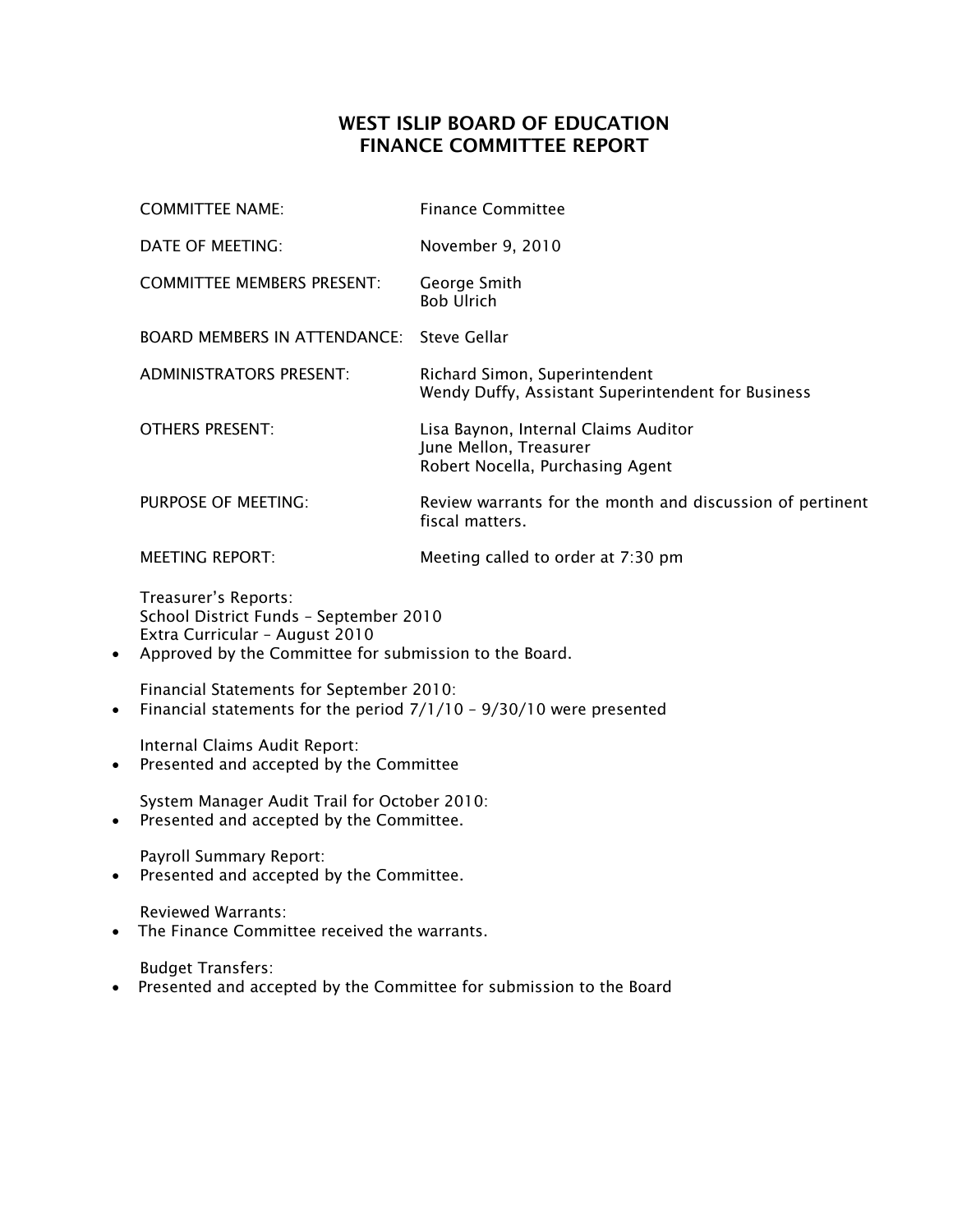# WEST ISLIP BOARD OF EDUCATION
# FINANCE COMMITTEE REPORT

| | |
|---|---|
| COMMITTEE NAME: | Finance Committee |
| DATE OF MEETING: | November 9, 2010 |
| COMMITTEE MEMBERS PRESENT: | George Smith<br>Bob Ulrich |
| BOARD MEMBERS IN ATTENDANCE: | Steve Gellar |
| ADMINISTRATORS PRESENT: | Richard Simon, Superintendent<br>Wendy Duffy, Assistant Superintendent for Business |
| OTHERS PRESENT: | Lisa Baynon, Internal Claims Auditor<br>June Mellon, Treasurer<br>Robert Nocella, Purchasing Agent |
| PURPOSE OF MEETING: | Review warrants for the month and discussion of pertinent fiscal matters. |
| MEETING REPORT: | Meeting called to order at 7:30 pm |

Treasurer's Reports:
School District Funds – September 2010
Extra Curricular – August 2010

- Approved by the Committee for submission to the Board.

Financial Statements for September 2010:

- Financial statements for the period 7/1/10 – 9/30/10 were presented

Internal Claims Audit Report:

- Presented and accepted by the Committee

System Manager Audit Trail for October 2010:

- Presented and accepted by the Committee.

Payroll Summary Report:

- Presented and accepted by the Committee.

Reviewed Warrants:

- The Finance Committee received the warrants.

Budget Transfers:

- Presented and accepted by the Committee for submission to the Board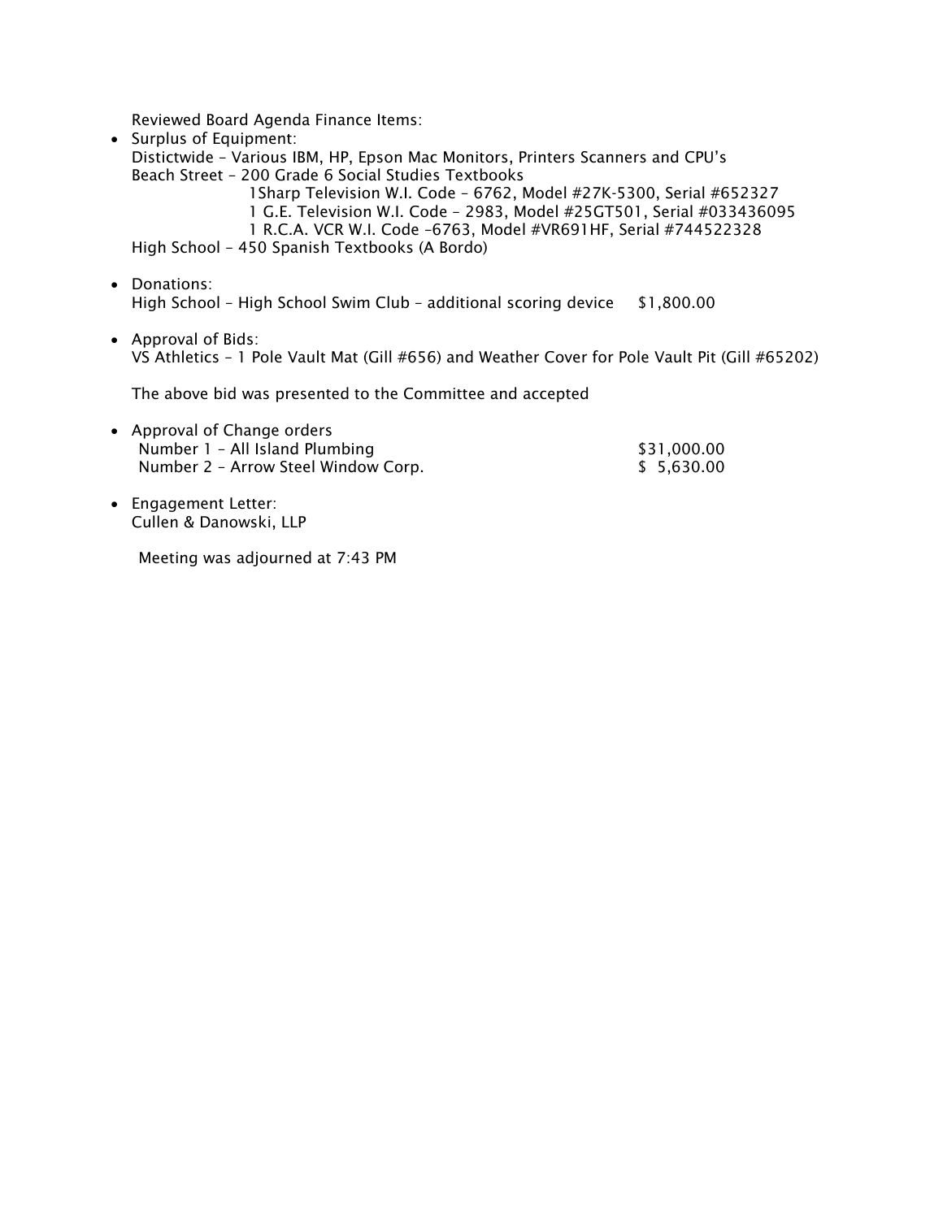Reviewed Board Agenda Finance Items:

- Surplus of Equipment:
  Distictwide – Various IBM, HP, Epson Mac Monitors, Printers Scanners and CPU's
  Beach Street – 200 Grade 6 Social Studies Textbooks
  1Sharp Television W.I. Code – 6762, Model #27K-5300, Serial #652327
  1 G.E. Television W.I. Code – 2983, Model #25GT501, Serial #033436095
  1 R.C.A. VCR W.I. Code –6763, Model #VR691HF, Serial #744522328
  High School – 450 Spanish Textbooks (A Bordo)

- Donations:
  High School – High School Swim Club – additional scoring device $1,800.00

- Approval of Bids:
  VS Athletics – 1 Pole Vault Mat (Gill #656) and Weather Cover for Pole Vault Pit (Gill #65202)

  The above bid was presented to the Committee and accepted

- Approval of Change orders

| | |
|---|---|
| Number 1 – All Island Plumbing | $31,000.00 |
| Number 2 – Arrow Steel Window Corp. | $ 5,630.00 |

- Engagement Letter:
  Cullen & Danowski, LLP

Meeting was adjourned at 7:43 PM